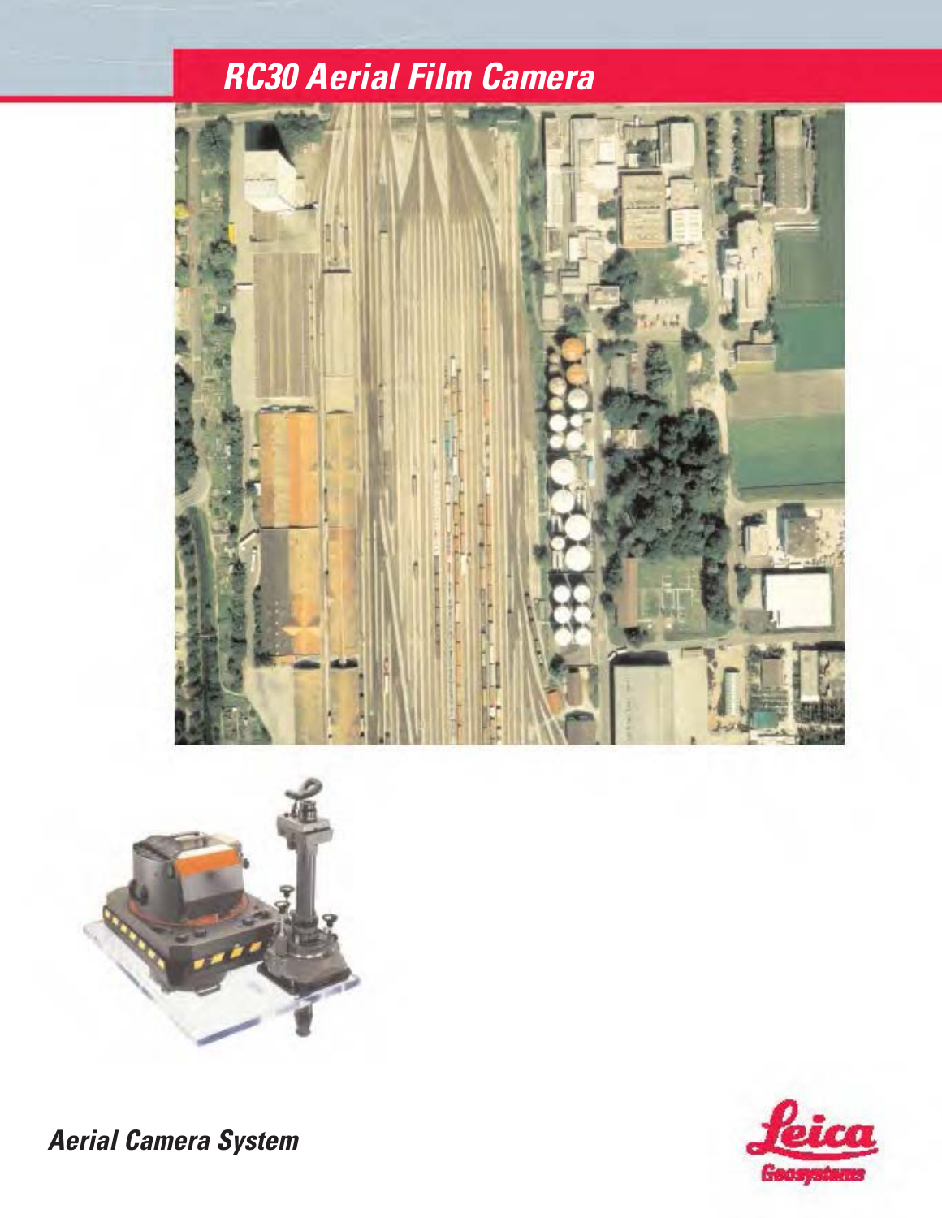# RC30 Aerial Film Camera

*Aerial Camera System*

Leica Geosystems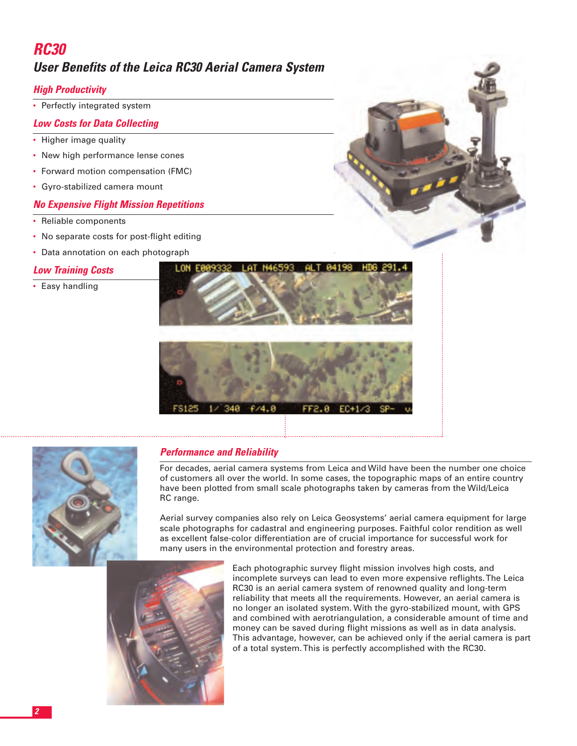# RC30

## User Benefits of the Leica RC30 Aerial Camera System

### High Productivity

- Perfectly integrated system

### Low Costs for Data Collecting

- Higher image quality
- New high performance lense cones
- Forward motion compensation (FMC)
- Gyro-stabilized camera mount

### No Expensive Flight Mission Repetitions

- Reliable components
- No separate costs for post-flight editing
- Data annotation on each photograph

### Low Training Costs

- Easy handling

### Performance and Reliability

For decades, aerial camera systems from Leica and Wild have been the number one choice of customers all over the world. In some cases, the topographic maps of an entire country have been plotted from small scale photographs taken by cameras from the Wild/Leica RC range.

Aerial survey companies also rely on Leica Geosystems' aerial camera equipment for large scale photographs for cadastral and engineering purposes. Faithful color rendition as well as excellent false-color differentiation are of crucial importance for successful work for many users in the environmental protection and forestry areas.

Each photographic survey flight mission involves high costs, and incomplete surveys can lead to even more expensive reflights. The Leica RC30 is an aerial camera system of renowned quality and long-term reliability that meets all the requirements. However, an aerial camera is no longer an isolated system. With the gyro-stabilized mount, with GPS and combined with aerotriangulation, a considerable amount of time and money can be saved during flight missions as well as in data analysis. This advantage, however, can be achieved only if the aerial camera is part of a total system. This is perfectly accomplished with the RC30.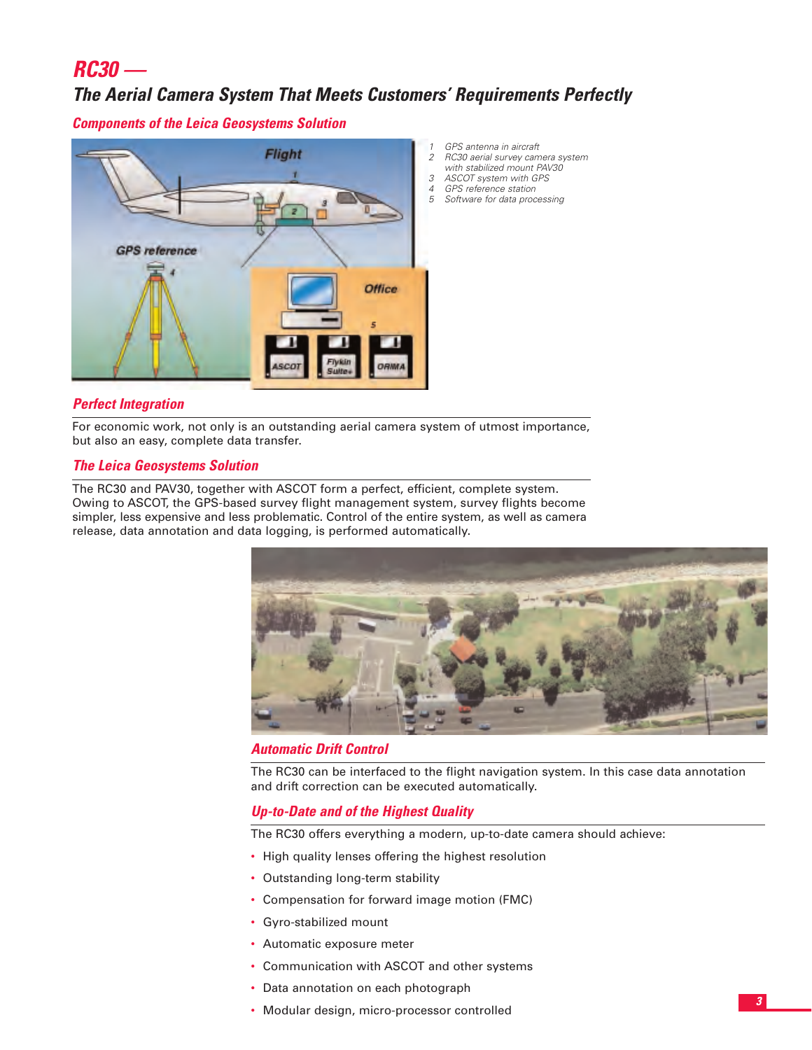# RC30 —

## The Aerial Camera System That Meets Customers' Requirements Perfectly

### Components of the Leica Geosystems Solution

1. GPS antenna in aircraft
2. RC30 aerial survey camera system with stabilized mount PAV30
3. ASCOT system with GPS
4. GPS reference station
5. Software for data processing

### Perfect Integration

For economic work, not only is an outstanding aerial camera system of utmost importance, but also an easy, complete data transfer.

### The Leica Geosystems Solution

The RC30 and PAV30, together with ASCOT form a perfect, efficient, complete system. Owing to ASCOT, the GPS-based survey flight management system, survey flights become simpler, less expensive and less problematic. Control of the entire system, as well as camera release, data annotation and data logging, is performed automatically.

### Automatic Drift Control

The RC30 can be interfaced to the flight navigation system. In this case data annotation and drift correction can be executed automatically.

### Up-to-Date and of the Highest Quality

The RC30 offers everything a modern, up-to-date camera should achieve:

- High quality lenses offering the highest resolution
- Outstanding long-term stability
- Compensation for forward image motion (FMC)
- Gyro-stabilized mount
- Automatic exposure meter
- Communication with ASCOT and other systems
- Data annotation on each photograph
- Modular design, micro-processor controlled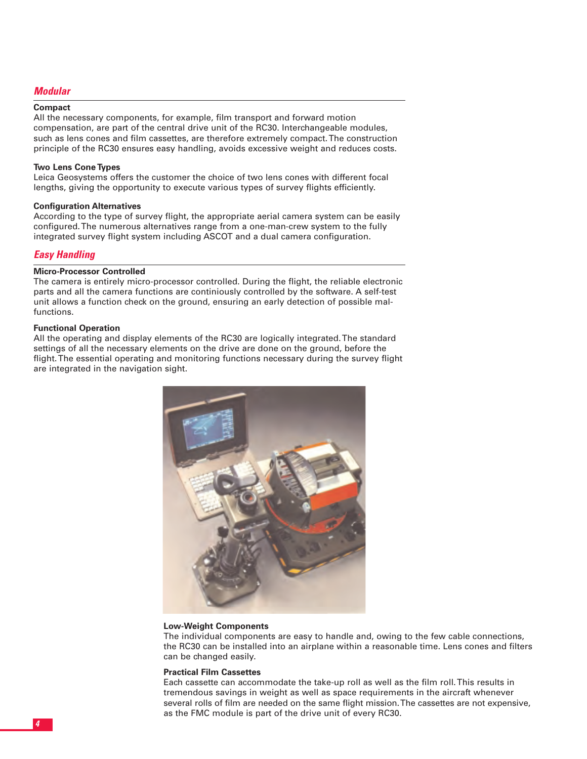## *Modular*

### Compact

All the necessary components, for example, film transport and forward motion compensation, are part of the central drive unit of the RC30. Interchangeable modules, such as lens cones and film cassettes, are therefore extremely compact. The construction principle of the RC30 ensures easy handling, avoids excessive weight and reduces costs.

### Two Lens Cone Types

Leica Geosystems offers the customer the choice of two lens cones with different focal lengths, giving the opportunity to execute various types of survey flights efficiently.

### Configuration Alternatives

According to the type of survey flight, the appropriate aerial camera system can be easily configured. The numerous alternatives range from a one-man-crew system to the fully integrated survey flight system including ASCOT and a dual camera configuration.

## *Easy Handling*

### Micro-Processor Controlled

The camera is entirely micro-processor controlled. During the flight, the reliable electronic parts and all the camera functions are continiously controlled by the software. A self-test unit allows a function check on the ground, ensuring an early detection of possible malfunctions.

### Functional Operation

All the operating and display elements of the RC30 are logically integrated. The standard settings of all the necessary elements on the drive are done on the ground, before the flight. The essential operating and monitoring functions necessary during the survey flight are integrated in the navigation sight.

### Low-Weight Components

The individual components are easy to handle and, owing to the few cable connections, the RC30 can be installed into an airplane within a reasonable time. Lens cones and filters can be changed easily.

### Practical Film Cassettes

Each cassette can accommodate the take-up roll as well as the film roll. This results in tremendous savings in weight as well as space requirements in the aircraft whenever several rolls of film are needed on the same flight mission. The cassettes are not expensive, as the FMC module is part of the drive unit of every RC30.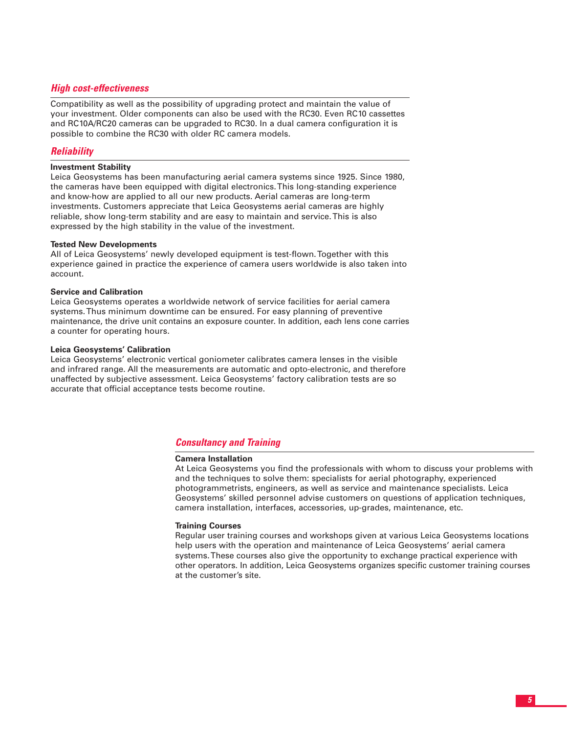## *High cost-effectiveness*

Compatibility as well as the possibility of upgrading protect and maintain the value of your investment. Older components can also be used with the RC30. Even RC10 cassettes and RC10A/RC20 cameras can be upgraded to RC30. In a dual camera configuration it is possible to combine the RC30 with older RC camera models.

## *Reliability*

**Investment Stability**
Leica Geosystems has been manufacturing aerial camera systems since 1925. Since 1980, the cameras have been equipped with digital electronics. This long-standing experience and know-how are applied to all our new products. Aerial cameras are long-term investments. Customers appreciate that Leica Geosystems aerial cameras are highly reliable, show long-term stability and are easy to maintain and service. This is also expressed by the high stability in the value of the investment.

**Tested New Developments**
All of Leica Geosystems' newly developed equipment is test-flown. Together with this experience gained in practice the experience of camera users worldwide is also taken into account.

**Service and Calibration**
Leica Geosystems operates a worldwide network of service facilities for aerial camera systems. Thus minimum downtime can be ensured. For easy planning of preventive maintenance, the drive unit contains an exposure counter. In addition, each lens cone carries a counter for operating hours.

**Leica Geosystems' Calibration**
Leica Geosystems' electronic vertical goniometer calibrates camera lenses in the visible and infrared range. All the measurements are automatic and opto-electronic, and therefore unaffected by subjective assessment. Leica Geosystems' factory calibration tests are so accurate that official acceptance tests become routine.

## *Consultancy and Training*

**Camera Installation**
At Leica Geosystems you find the professionals with whom to discuss your problems with and the techniques to solve them: specialists for aerial photography, experienced photogrammetrists, engineers, as well as service and maintenance specialists. Leica Geosystems' skilled personnel advise customers on questions of application techniques, camera installation, interfaces, accessories, up-grades, maintenance, etc.

**Training Courses**
Regular user training courses and workshops given at various Leica Geosystems locations help users with the operation and maintenance of Leica Geosystems' aerial camera systems. These courses also give the opportunity to exchange practical experience with other operators. In addition, Leica Geosystems organizes specific customer training courses at the customer's site.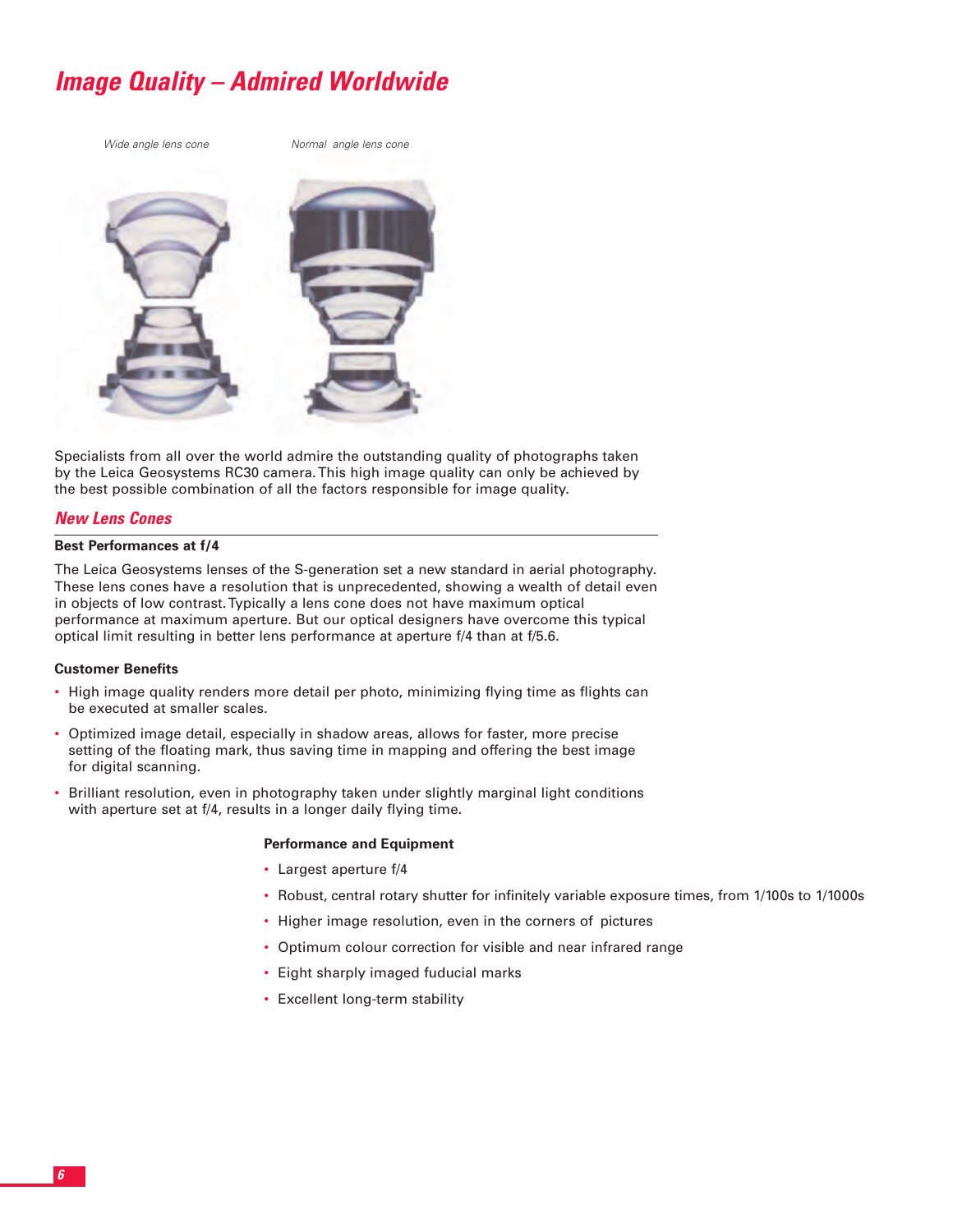# Image Quality – Admired Worldwide

*Wide angle lens cone*

*Normal angle lens cone*

Specialists from all over the world admire the outstanding quality of photographs taken by the Leica Geosystems RC30 camera. This high image quality can only be achieved by the best possible combination of all the factors responsible for image quality.

## New Lens Cones

**Best Performances at f/4**

The Leica Geosystems lenses of the S-generation set a new standard in aerial photography. These lens cones have a resolution that is unprecedented, showing a wealth of detail even in objects of low contrast. Typically a lens cone does not have maximum optical performance at maximum aperture. But our optical designers have overcome this typical optical limit resulting in better lens performance at aperture f/4 than at f/5.6.

**Customer Benefits**

- High image quality renders more detail per photo, minimizing flying time as flights can be executed at smaller scales.
- Optimized image detail, especially in shadow areas, allows for faster, more precise setting of the floating mark, thus saving time in mapping and offering the best image for digital scanning.
- Brilliant resolution, even in photography taken under slightly marginal light conditions with aperture set at f/4, results in a longer daily flying time.

**Performance and Equipment**

- Largest aperture f/4
- Robust, central rotary shutter for infinitely variable exposure times, from 1/100s to 1/1000s
- Higher image resolution, even in the corners of pictures
- Optimum colour correction for visible and near infrared range
- Eight sharply imaged fuducial marks
- Excellent long-term stability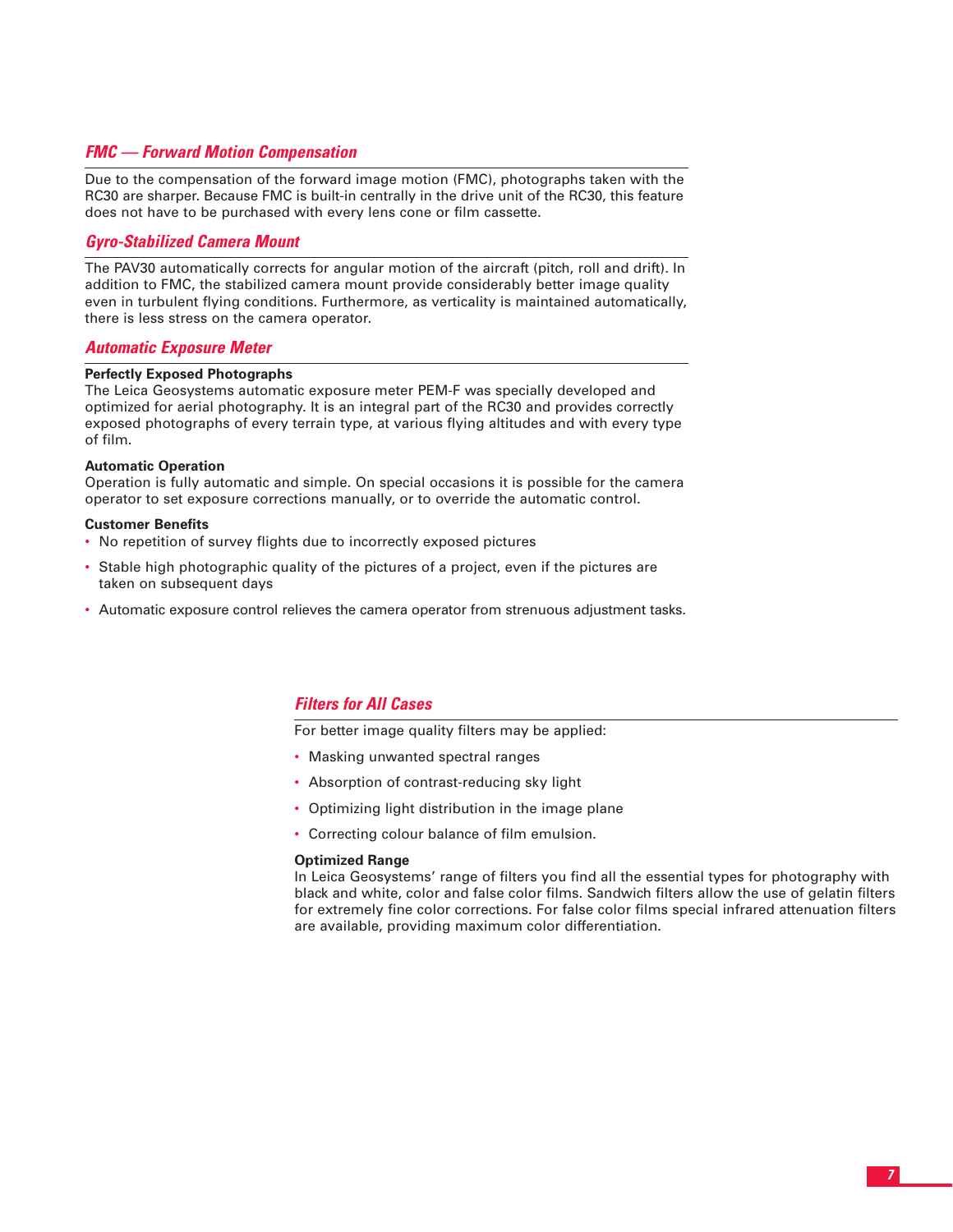## *FMC — Forward Motion Compensation*

Due to the compensation of the forward image motion (FMC), photographs taken with the RC30 are sharper. Because FMC is built-in centrally in the drive unit of the RC30, this feature does not have to be purchased with every lens cone or film cassette.

## *Gyro-Stabilized Camera Mount*

The PAV30 automatically corrects for angular motion of the aircraft (pitch, roll and drift). In addition to FMC, the stabilized camera mount provide considerably better image quality even in turbulent flying conditions. Furthermore, as verticality is maintained automatically, there is less stress on the camera operator.

## *Automatic Exposure Meter*

**Perfectly Exposed Photographs**

The Leica Geosystems automatic exposure meter PEM-F was specially developed and optimized for aerial photography. It is an integral part of the RC30 and provides correctly exposed photographs of every terrain type, at various flying altitudes and with every type of film.

**Automatic Operation**

Operation is fully automatic and simple. On special occasions it is possible for the camera operator to set exposure corrections manually, or to override the automatic control.

**Customer Benefits**

- No repetition of survey flights due to incorrectly exposed pictures
- Stable high photographic quality of the pictures of a project, even if the pictures are taken on subsequent days
- Automatic exposure control relieves the camera operator from strenuous adjustment tasks.

## *Filters for All Cases*

For better image quality filters may be applied:

- Masking unwanted spectral ranges
- Absorption of contrast-reducing sky light
- Optimizing light distribution in the image plane
- Correcting colour balance of film emulsion.

**Optimized Range**

In Leica Geosystems' range of filters you find all the essential types for photography with black and white, color and false color films. Sandwich filters allow the use of gelatin filters for extremely fine color corrections. For false color films special infrared attenuation filters are available, providing maximum color differentiation.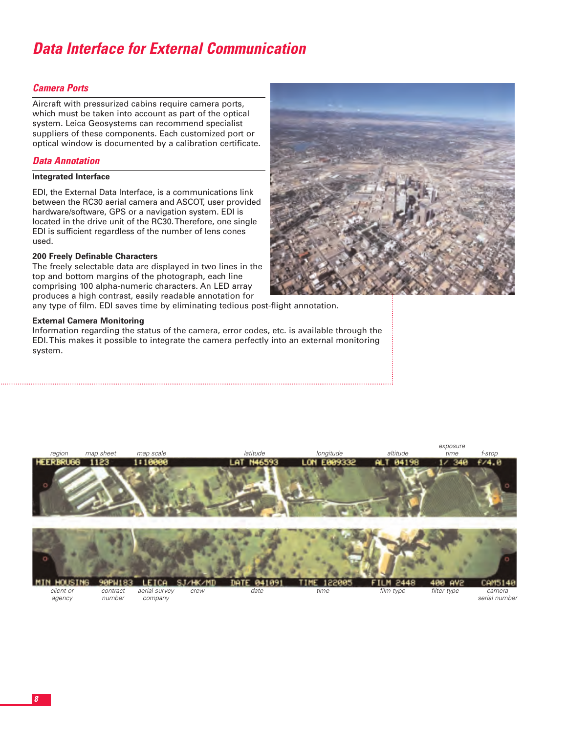# Data Interface for External Communication

## Camera Ports

Aircraft with pressurized cabins require camera ports, which must be taken into account as part of the optical system. Leica Geosystems can recommend specialist suppliers of these components. Each customized port or optical window is documented by a calibration certificate.

## Data Annotation

### Integrated Interface

EDI, the External Data Interface, is a communications link between the RC30 aerial camera and ASCOT, user provided hardware/software, GPS or a navigation system. EDI is located in the drive unit of the RC30. Therefore, one single EDI is sufficient regardless of the number of lens cones used.

### 200 Freely Definable Characters

The freely selectable data are displayed in two lines in the top and bottom margins of the photograph, each line comprising 100 alpha-numeric characters. An LED array produces a high contrast, easily readable annotation for any type of film. EDI saves time by eliminating tedious post-flight annotation.

### External Camera Monitoring

Information regarding the status of the camera, error codes, etc. is available through the EDI. This makes it possible to integrate the camera perfectly into an external monitoring system.

| region | map sheet | map scale | latitude | longitude | altitude | exposure time | f-stop |
|---|---|---|---|---|---|---|---|
| HEERBRUGG | 1123 | 1:10000 | LAT N46593 | LON E009332 | ALT 04198 | 1/ 340 | f/4.0 |

| client or agency | contract number | aerial survey company | crew | date | time | film type | filter type | camera serial number |
|---|---|---|---|---|---|---|---|---|
| MIN HOUSING | 90PW183 | LEICA | SJ/HK/MD | DATE 041091 | TIME 122005 | FILM 2448 | 400 AV2 | CAM5140 |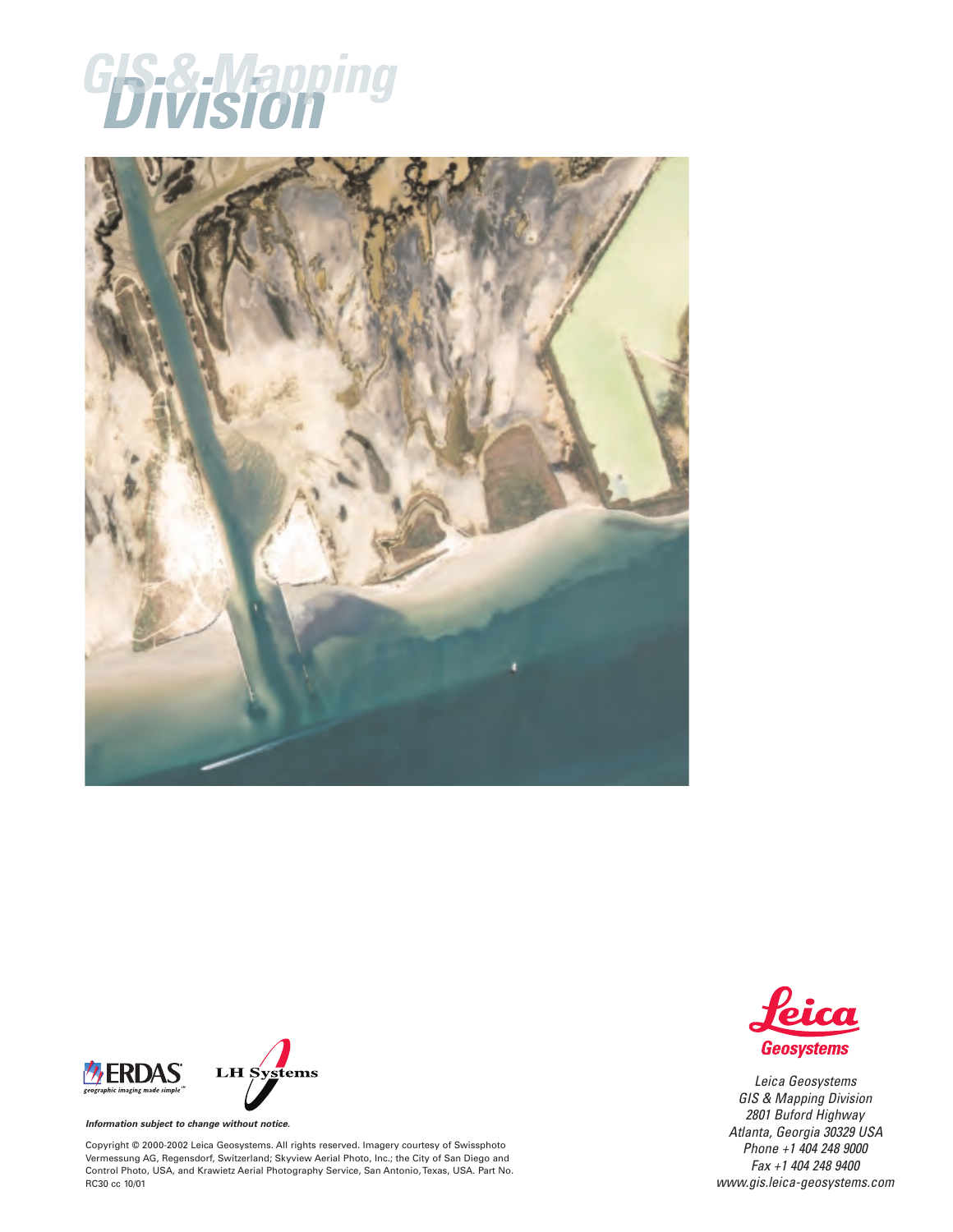# GIS & Mapping Division

ERDAS — geographic imaging made simple™

LH Systems

***Information subject to change without notice.***

Copyright © 2000-2002 Leica Geosystems. All rights reserved. Imagery courtesy of Swissphoto Vermessung AG, Regensdorf, Switzerland; Skyview Aerial Photo, Inc.; the City of San Diego and Control Photo, USA, and Krawietz Aerial Photography Service, San Antonio, Texas, USA. Part No. RC30 cc 10/01

Leica Geosystems

*Leica Geosystems*
*GIS & Mapping Division*
*2801 Buford Highway*
*Atlanta, Georgia 30329 USA*
*Phone +1 404 248 9000*
*Fax +1 404 248 9400*
*www.gis.leica-geosystems.com*